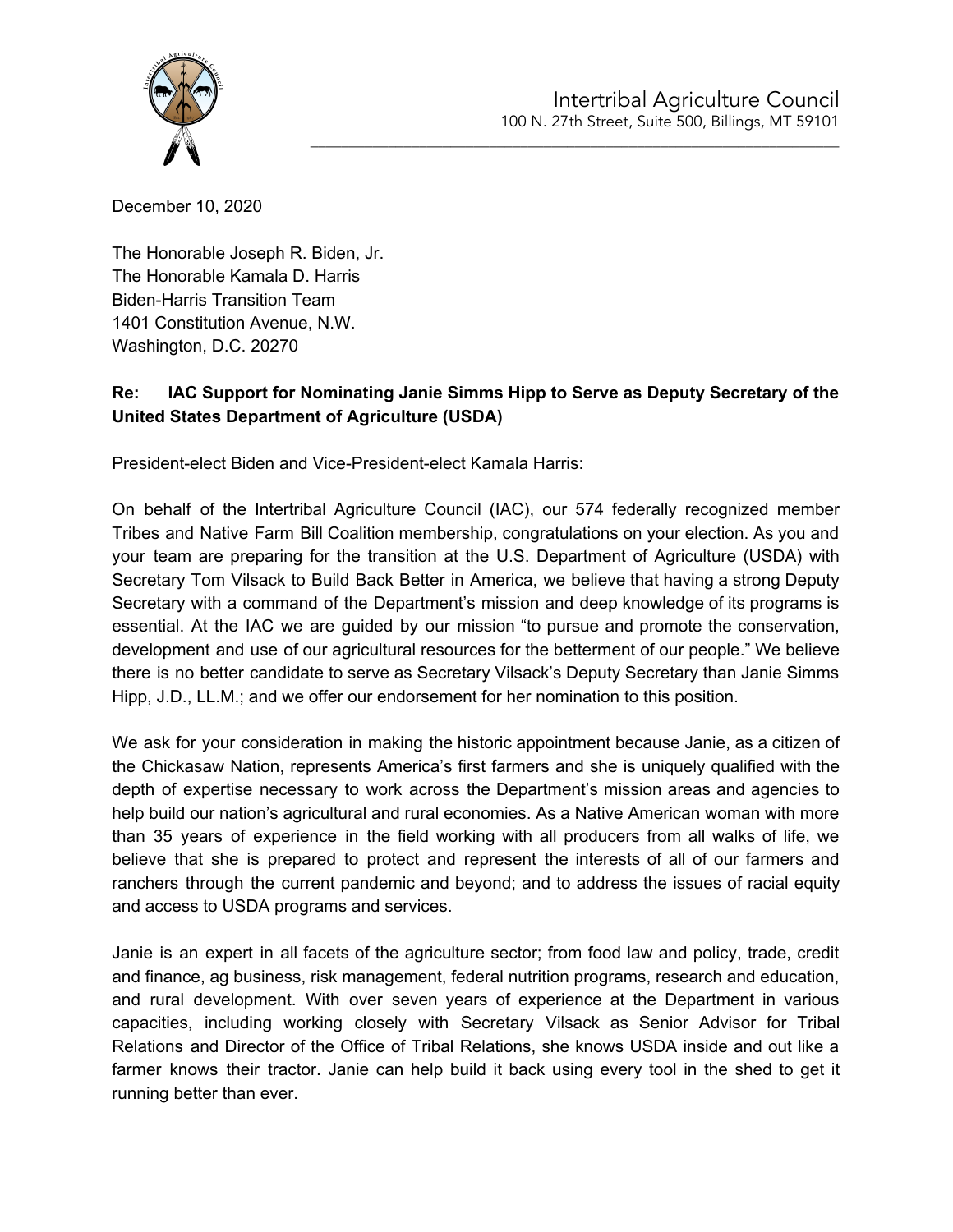Intertribal Agriculture Council
100 N. 27th Street, Suite 500, Billings, MT 59101

December 10, 2020

The Honorable Joseph R. Biden, Jr.
The Honorable Kamala D. Harris
Biden-Harris Transition Team
1401 Constitution Avenue, N.W.
Washington, D.C. 20270

**Re: IAC Support for Nominating Janie Simms Hipp to Serve as Deputy Secretary of the United States Department of Agriculture (USDA)**

President-elect Biden and Vice-President-elect Kamala Harris:

On behalf of the Intertribal Agriculture Council (IAC), our 574 federally recognized member Tribes and Native Farm Bill Coalition membership, congratulations on your election. As you and your team are preparing for the transition at the U.S. Department of Agriculture (USDA) with Secretary Tom Vilsack to Build Back Better in America, we believe that having a strong Deputy Secretary with a command of the Department's mission and deep knowledge of its programs is essential. At the IAC we are guided by our mission "to pursue and promote the conservation, development and use of our agricultural resources for the betterment of our people." We believe there is no better candidate to serve as Secretary Vilsack's Deputy Secretary than Janie Simms Hipp, J.D., LL.M.; and we offer our endorsement for her nomination to this position.

We ask for your consideration in making the historic appointment because Janie, as a citizen of the Chickasaw Nation, represents America's first farmers and she is uniquely qualified with the depth of expertise necessary to work across the Department's mission areas and agencies to help build our nation's agricultural and rural economies. As a Native American woman with more than 35 years of experience in the field working with all producers from all walks of life, we believe that she is prepared to protect and represent the interests of all of our farmers and ranchers through the current pandemic and beyond; and to address the issues of racial equity and access to USDA programs and services.

Janie is an expert in all facets of the agriculture sector; from food law and policy, trade, credit and finance, ag business, risk management, federal nutrition programs, research and education, and rural development. With over seven years of experience at the Department in various capacities, including working closely with Secretary Vilsack as Senior Advisor for Tribal Relations and Director of the Office of Tribal Relations, she knows USDA inside and out like a farmer knows their tractor. Janie can help build it back using every tool in the shed to get it running better than ever.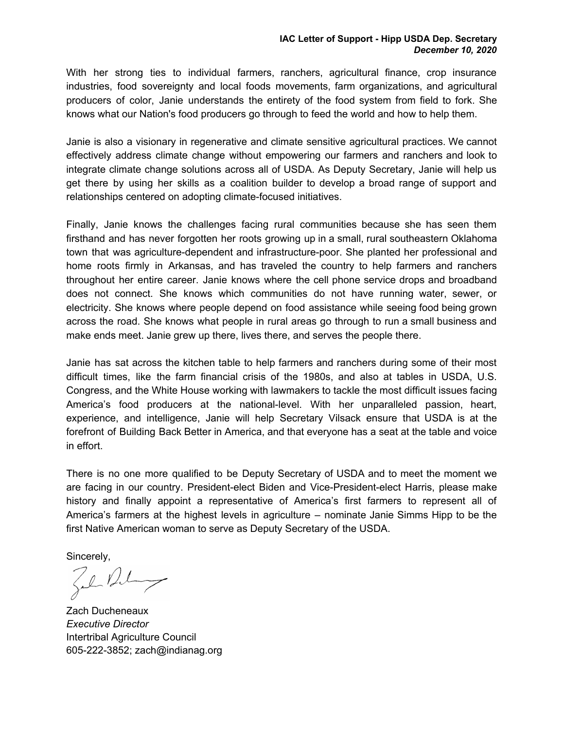With her strong ties to individual farmers, ranchers, agricultural finance, crop insurance industries, food sovereignty and local foods movements, farm organizations, and agricultural producers of color, Janie understands the entirety of the food system from field to fork. She knows what our Nation's food producers go through to feed the world and how to help them.

Janie is also a visionary in regenerative and climate sensitive agricultural practices. We cannot effectively address climate change without empowering our farmers and ranchers and look to integrate climate change solutions across all of USDA. As Deputy Secretary, Janie will help us get there by using her skills as a coalition builder to develop a broad range of support and relationships centered on adopting climate-focused initiatives.

Finally, Janie knows the challenges facing rural communities because she has seen them firsthand and has never forgotten her roots growing up in a small, rural southeastern Oklahoma town that was agriculture-dependent and infrastructure-poor. She planted her professional and home roots firmly in Arkansas, and has traveled the country to help farmers and ranchers throughout her entire career. Janie knows where the cell phone service drops and broadband does not connect. She knows which communities do not have running water, sewer, or electricity. She knows where people depend on food assistance while seeing food being grown across the road. She knows what people in rural areas go through to run a small business and make ends meet. Janie grew up there, lives there, and serves the people there.

Janie has sat across the kitchen table to help farmers and ranchers during some of their most difficult times, like the farm financial crisis of the 1980s, and also at tables in USDA, U.S. Congress, and the White House working with lawmakers to tackle the most difficult issues facing America's food producers at the national-level. With her unparalleled passion, heart, experience, and intelligence, Janie will help Secretary Vilsack ensure that USDA is at the forefront of Building Back Better in America, and that everyone has a seat at the table and voice in effort.

There is no one more qualified to be Deputy Secretary of USDA and to meet the moment we are facing in our country. President-elect Biden and Vice-President-elect Harris, please make history and finally appoint a representative of America's first farmers to represent all of America's farmers at the highest levels in agriculture – nominate Janie Simms Hipp to be the first Native American woman to serve as Deputy Secretary of the USDA.

Sincerely,

Zach Ducheneaux
*Executive Director*
Intertribal Agriculture Council
605-222-3852; zach@indianag.org